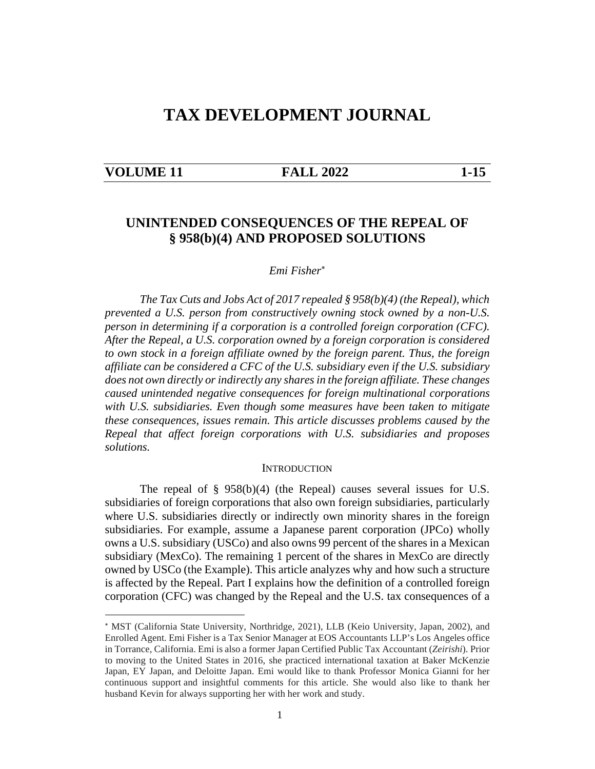# TAX DEVELOPMENT JOURNAL

## UNINTENDED CONSEQUENCES OF THE REPEAL OF § 958(b)(4) AND PROPOSED SOLUTIONS

*Emi Fisher*[*]

*The Tax Cuts and Jobs Act of 2017 repealed § 958(b)(4) (the Repeal), which prevented a U.S. person from constructively owning stock owned by a non-U.S. person in determining if a corporation is a controlled foreign corporation (CFC). After the Repeal, a U.S. corporation owned by a foreign corporation is considered to own stock in a foreign affiliate owned by the foreign parent. Thus, the foreign affiliate can be considered a CFC of the U.S. subsidiary even if the U.S. subsidiary does not own directly or indirectly any shares in the foreign affiliate. These changes caused unintended negative consequences for foreign multinational corporations with U.S. subsidiaries. Even though some measures have been taken to mitigate these consequences, issues remain. This article discusses problems caused by the Repeal that affect foreign corporations with U.S. subsidiaries and proposes solutions.*

### INTRODUCTION

The repeal of § 958(b)(4) (the Repeal) causes several issues for U.S. subsidiaries of foreign corporations that also own foreign subsidiaries, particularly where U.S. subsidiaries directly or indirectly own minority shares in the foreign subsidiaries. For example, assume a Japanese parent corporation (JPCo) wholly owns a U.S. subsidiary (USCo) and also owns 99 percent of the shares in a Mexican subsidiary (MexCo). The remaining 1 percent of the shares in MexCo are directly owned by USCo (the Example). This article analyzes why and how such a structure is affected by the Repeal. Part I explains how the definition of a controlled foreign corporation (CFC) was changed by the Repeal and the U.S. tax consequences of a

---

[*] MST (California State University, Northridge, 2021), LLB (Keio University, Japan, 2002), and Enrolled Agent. Emi Fisher is a Tax Senior Manager at EOS Accountants LLP's Los Angeles office in Torrance, California. Emi is also a former Japan Certified Public Tax Accountant (*Zeirishi*). Prior to moving to the United States in 2016, she practiced international taxation at Baker McKenzie Japan, EY Japan, and Deloitte Japan. Emi would like to thank Professor Monica Gianni for her continuous support and insightful comments for this article. She would also like to thank her husband Kevin for always supporting her with her work and study.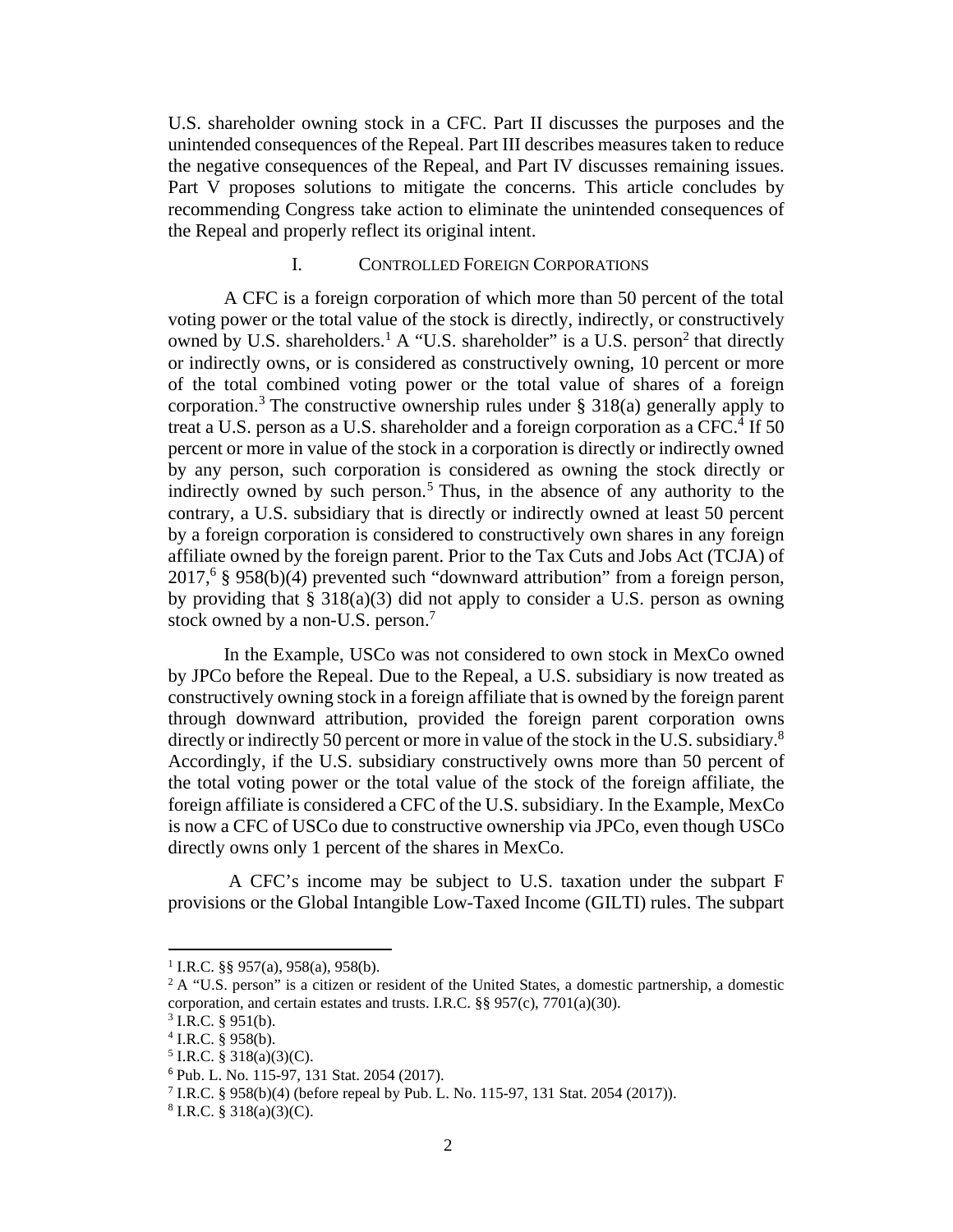U.S. shareholder owning stock in a CFC. Part II discusses the purposes and the unintended consequences of the Repeal. Part III describes measures taken to reduce the negative consequences of the Repeal, and Part IV discusses remaining issues. Part V proposes solutions to mitigate the concerns. This article concludes by recommending Congress take action to eliminate the unintended consequences of the Repeal and properly reflect its original intent.

## I. CONTROLLED FOREIGN CORPORATIONS

A CFC is a foreign corporation of which more than 50 percent of the total voting power or the total value of the stock is directly, indirectly, or constructively owned by U.S. shareholders.[1] A "U.S. shareholder" is a U.S. person[2] that directly or indirectly owns, or is considered as constructively owning, 10 percent or more of the total combined voting power or the total value of shares of a foreign corporation.[3] The constructive ownership rules under § 318(a) generally apply to treat a U.S. person as a U.S. shareholder and a foreign corporation as a CFC.[4] If 50 percent or more in value of the stock in a corporation is directly or indirectly owned by any person, such corporation is considered as owning the stock directly or indirectly owned by such person.[5] Thus, in the absence of any authority to the contrary, a U.S. subsidiary that is directly or indirectly owned at least 50 percent by a foreign corporation is considered to constructively own shares in any foreign affiliate owned by the foreign parent. Prior to the Tax Cuts and Jobs Act (TCJA) of 2017,[6] § 958(b)(4) prevented such "downward attribution" from a foreign person, by providing that § 318(a)(3) did not apply to consider a U.S. person as owning stock owned by a non-U.S. person.[7]

In the Example, USCo was not considered to own stock in MexCo owned by JPCo before the Repeal. Due to the Repeal, a U.S. subsidiary is now treated as constructively owning stock in a foreign affiliate that is owned by the foreign parent through downward attribution, provided the foreign parent corporation owns directly or indirectly 50 percent or more in value of the stock in the U.S. subsidiary.[8] Accordingly, if the U.S. subsidiary constructively owns more than 50 percent of the total voting power or the total value of the stock of the foreign affiliate, the foreign affiliate is considered a CFC of the U.S. subsidiary. In the Example, MexCo is now a CFC of USCo due to constructive ownership via JPCo, even though USCo directly owns only 1 percent of the shares in MexCo.

A CFC's income may be subject to U.S. taxation under the subpart F provisions or the Global Intangible Low-Taxed Income (GILTI) rules. The subpart

---

[1] I.R.C. §§ 957(a), 958(a), 958(b).

[2] A "U.S. person" is a citizen or resident of the United States, a domestic partnership, a domestic corporation, and certain estates and trusts. I.R.C. §§ 957(c), 7701(a)(30).

[3] I.R.C. § 951(b).

[4] I.R.C. § 958(b).

[5] I.R.C. § 318(a)(3)(C).

[6] Pub. L. No. 115-97, 131 Stat. 2054 (2017).

[7] I.R.C. § 958(b)(4) (before repeal by Pub. L. No. 115-97, 131 Stat. 2054 (2017)).

[8] I.R.C. § 318(a)(3)(C).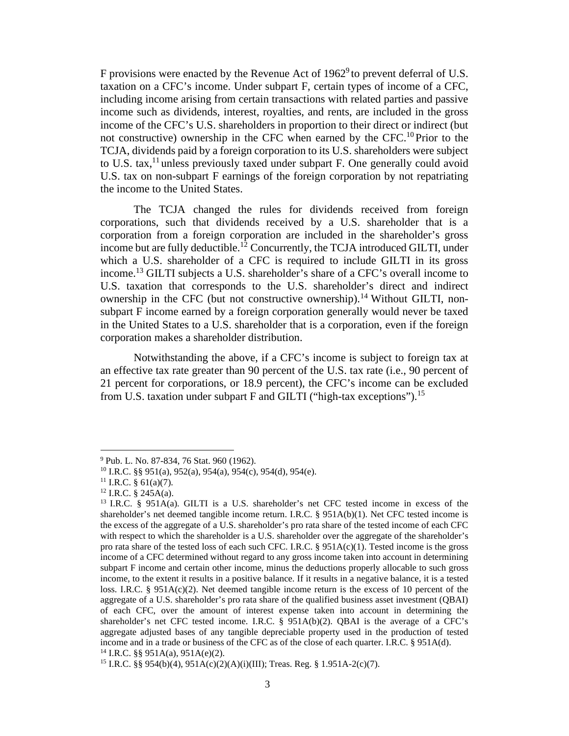F provisions were enacted by the Revenue Act of 1962[9] to prevent deferral of U.S. taxation on a CFC's income. Under subpart F, certain types of income of a CFC, including income arising from certain transactions with related parties and passive income such as dividends, interest, royalties, and rents, are included in the gross income of the CFC's U.S. shareholders in proportion to their direct or indirect (but not constructive) ownership in the CFC when earned by the CFC.[10] Prior to the TCJA, dividends paid by a foreign corporation to its U.S. shareholders were subject to U.S. tax,[11] unless previously taxed under subpart F. One generally could avoid U.S. tax on non-subpart F earnings of the foreign corporation by not repatriating the income to the United States.

The TCJA changed the rules for dividends received from foreign corporations, such that dividends received by a U.S. shareholder that is a corporation from a foreign corporation are included in the shareholder's gross income but are fully deductible.[12] Concurrently, the TCJA introduced GILTI, under which a U.S. shareholder of a CFC is required to include GILTI in its gross income.[13] GILTI subjects a U.S. shareholder's share of a CFC's overall income to U.S. taxation that corresponds to the U.S. shareholder's direct and indirect ownership in the CFC (but not constructive ownership).[14] Without GILTI, non-subpart F income earned by a foreign corporation generally would never be taxed in the United States to a U.S. shareholder that is a corporation, even if the foreign corporation makes a shareholder distribution.

Notwithstanding the above, if a CFC's income is subject to foreign tax at an effective tax rate greater than 90 percent of the U.S. tax rate (i.e., 90 percent of 21 percent for corporations, or 18.9 percent), the CFC's income can be excluded from U.S. taxation under subpart F and GILTI ("high-tax exceptions").[15]

---

[9] Pub. L. No. 87-834, 76 Stat. 960 (1962).

[10] I.R.C. §§ 951(a), 952(a), 954(a), 954(c), 954(d), 954(e).

[11] I.R.C. § 61(a)(7).

[12] I.R.C. § 245A(a).

[13] I.R.C. § 951A(a). GILTI is a U.S. shareholder's net CFC tested income in excess of the shareholder's net deemed tangible income return. I.R.C. § 951A(b)(1). Net CFC tested income is the excess of the aggregate of a U.S. shareholder's pro rata share of the tested income of each CFC with respect to which the shareholder is a U.S. shareholder over the aggregate of the shareholder's pro rata share of the tested loss of each such CFC. I.R.C. § 951A(c)(1). Tested income is the gross income of a CFC determined without regard to any gross income taken into account in determining subpart F income and certain other income, minus the deductions properly allocable to such gross income, to the extent it results in a positive balance. If it results in a negative balance, it is a tested loss. I.R.C. § 951A(c)(2). Net deemed tangible income return is the excess of 10 percent of the aggregate of a U.S. shareholder's pro rata share of the qualified business asset investment (QBAI) of each CFC, over the amount of interest expense taken into account in determining the shareholder's net CFC tested income. I.R.C. § 951A(b)(2). QBAI is the average of a CFC's aggregate adjusted bases of any tangible depreciable property used in the production of tested income and in a trade or business of the CFC as of the close of each quarter. I.R.C. § 951A(d).

[14] I.R.C. §§ 951A(a), 951A(e)(2).

[15] I.R.C. §§ 954(b)(4), 951A(c)(2)(A)(i)(III); Treas. Reg. § 1.951A-2(c)(7).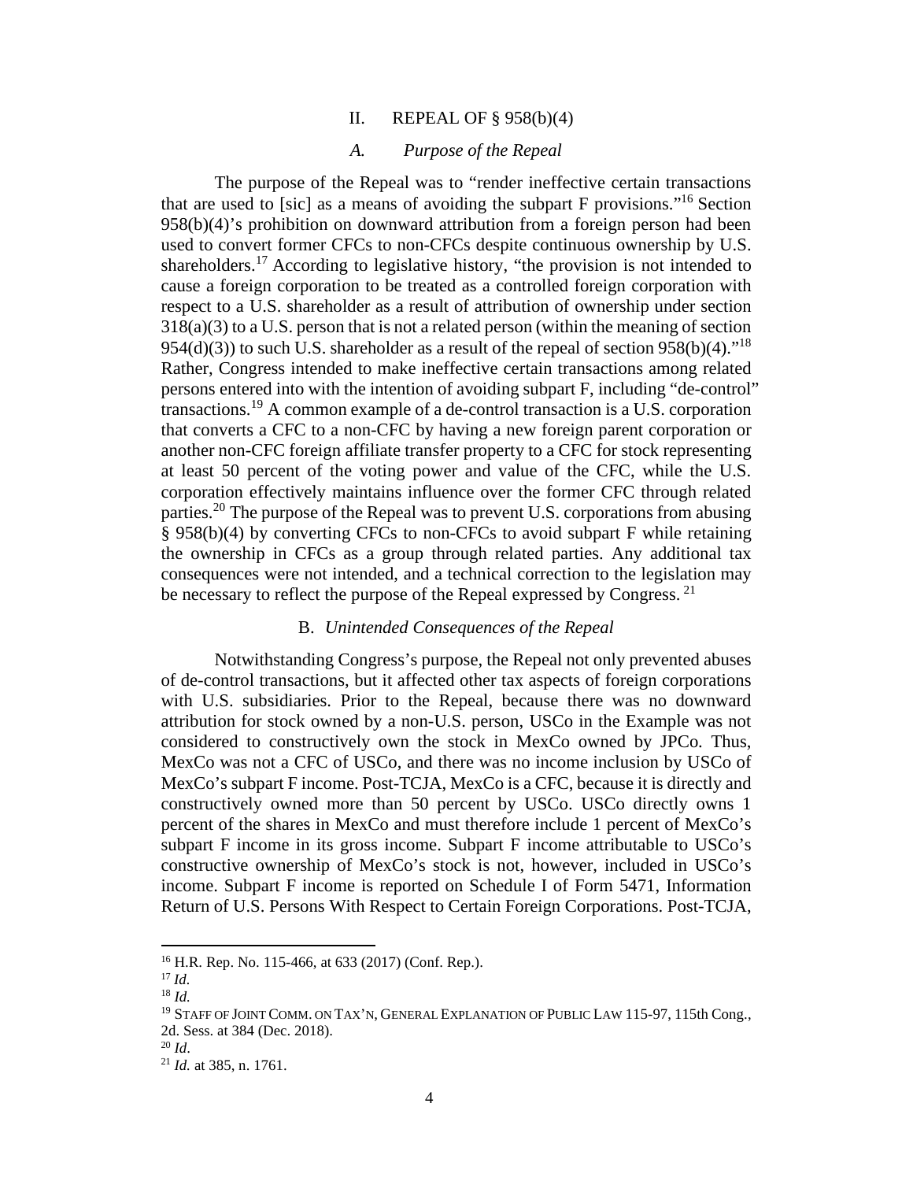## II. REPEAL OF § 958(b)(4)

### *A. Purpose of the Repeal*

The purpose of the Repeal was to "render ineffective certain transactions that are used to [sic] as a means of avoiding the subpart F provisions."[16] Section 958(b)(4)'s prohibition on downward attribution from a foreign person had been used to convert former CFCs to non-CFCs despite continuous ownership by U.S. shareholders.[17] According to legislative history, "the provision is not intended to cause a foreign corporation to be treated as a controlled foreign corporation with respect to a U.S. shareholder as a result of attribution of ownership under section 318(a)(3) to a U.S. person that is not a related person (within the meaning of section 954(d)(3)) to such U.S. shareholder as a result of the repeal of section 958(b)(4)."[18] Rather, Congress intended to make ineffective certain transactions among related persons entered into with the intention of avoiding subpart F, including "de-control" transactions.[19] A common example of a de-control transaction is a U.S. corporation that converts a CFC to a non-CFC by having a new foreign parent corporation or another non-CFC foreign affiliate transfer property to a CFC for stock representing at least 50 percent of the voting power and value of the CFC, while the U.S. corporation effectively maintains influence over the former CFC through related parties.[20] The purpose of the Repeal was to prevent U.S. corporations from abusing § 958(b)(4) by converting CFCs to non-CFCs to avoid subpart F while retaining the ownership in CFCs as a group through related parties. Any additional tax consequences were not intended, and a technical correction to the legislation may be necessary to reflect the purpose of the Repeal expressed by Congress.[21]

### B. *Unintended Consequences of the Repeal*

Notwithstanding Congress's purpose, the Repeal not only prevented abuses of de-control transactions, but it affected other tax aspects of foreign corporations with U.S. subsidiaries. Prior to the Repeal, because there was no downward attribution for stock owned by a non-U.S. person, USCo in the Example was not considered to constructively own the stock in MexCo owned by JPCo. Thus, MexCo was not a CFC of USCo, and there was no income inclusion by USCo of MexCo's subpart F income. Post-TCJA, MexCo is a CFC, because it is directly and constructively owned more than 50 percent by USCo. USCo directly owns 1 percent of the shares in MexCo and must therefore include 1 percent of MexCo's subpart F income in its gross income. Subpart F income attributable to USCo's constructive ownership of MexCo's stock is not, however, included in USCo's income. Subpart F income is reported on Schedule I of Form 5471, Information Return of U.S. Persons With Respect to Certain Foreign Corporations. Post-TCJA,

---

[16] H.R. Rep. No. 115-466, at 633 (2017) (Conf. Rep.).

[17] *Id*.

[18] *Id.*

[19] STAFF OF JOINT COMM. ON TAX'N, GENERAL EXPLANATION OF PUBLIC LAW 115-97, 115th Cong., 2d. Sess. at 384 (Dec. 2018).

[20] *Id*.

[21] *Id.* at 385, n. 1761.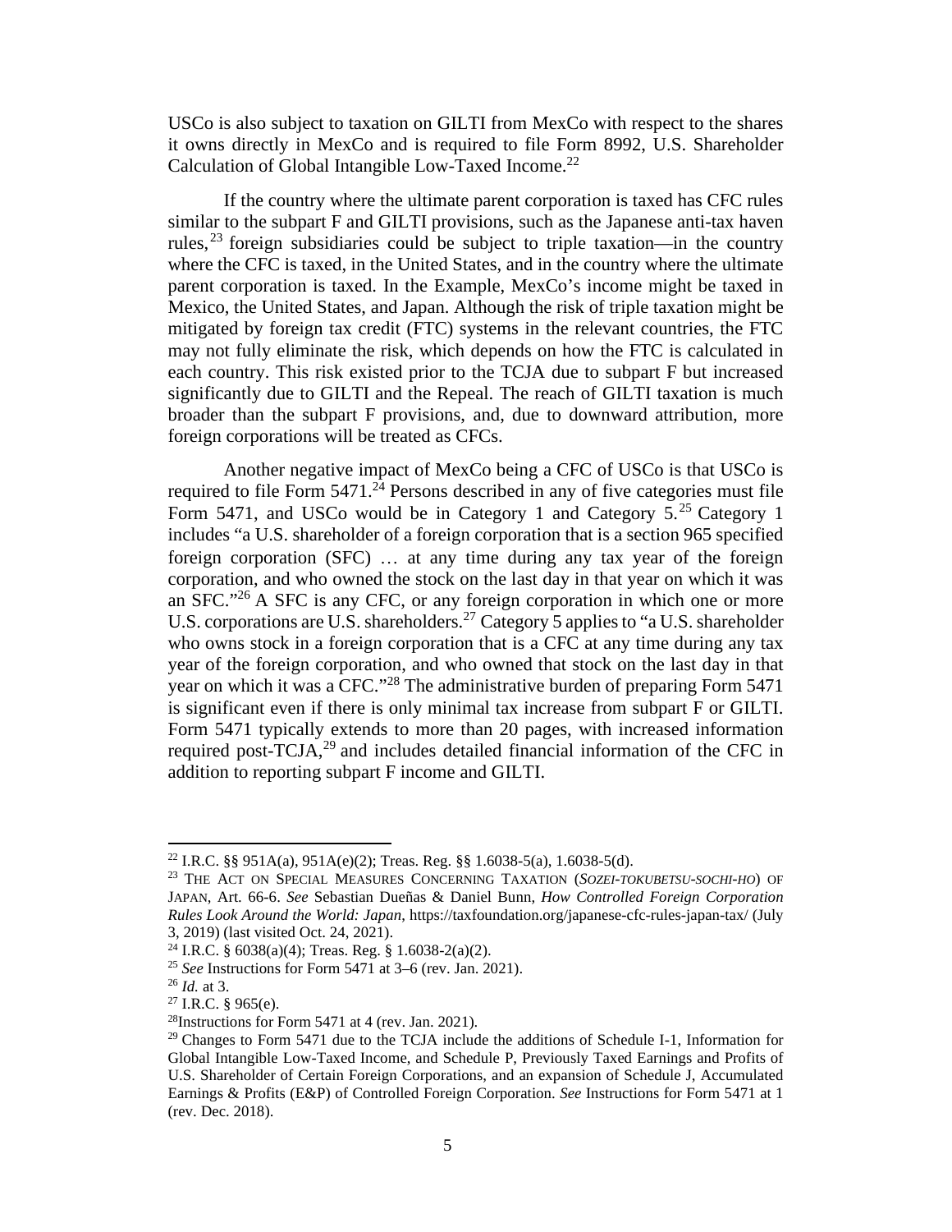USCo is also subject to taxation on GILTI from MexCo with respect to the shares it owns directly in MexCo and is required to file Form 8992, U.S. Shareholder Calculation of Global Intangible Low-Taxed Income.[22]

If the country where the ultimate parent corporation is taxed has CFC rules similar to the subpart F and GILTI provisions, such as the Japanese anti-tax haven rules,[23] foreign subsidiaries could be subject to triple taxation—in the country where the CFC is taxed, in the United States, and in the country where the ultimate parent corporation is taxed. In the Example, MexCo's income might be taxed in Mexico, the United States, and Japan. Although the risk of triple taxation might be mitigated by foreign tax credit (FTC) systems in the relevant countries, the FTC may not fully eliminate the risk, which depends on how the FTC is calculated in each country. This risk existed prior to the TCJA due to subpart F but increased significantly due to GILTI and the Repeal. The reach of GILTI taxation is much broader than the subpart F provisions, and, due to downward attribution, more foreign corporations will be treated as CFCs.

Another negative impact of MexCo being a CFC of USCo is that USCo is required to file Form 5471.[24] Persons described in any of five categories must file Form 5471, and USCo would be in Category 1 and Category 5.[25] Category 1 includes "a U.S. shareholder of a foreign corporation that is a section 965 specified foreign corporation (SFC) … at any time during any tax year of the foreign corporation, and who owned the stock on the last day in that year on which it was an SFC."[26] A SFC is any CFC, or any foreign corporation in which one or more U.S. corporations are U.S. shareholders.[27] Category 5 applies to "a U.S. shareholder who owns stock in a foreign corporation that is a CFC at any time during any tax year of the foreign corporation, and who owned that stock on the last day in that year on which it was a CFC."[28] The administrative burden of preparing Form 5471 is significant even if there is only minimal tax increase from subpart F or GILTI. Form 5471 typically extends to more than 20 pages, with increased information required post-TCJA,[29] and includes detailed financial information of the CFC in addition to reporting subpart F income and GILTI.

---

[22] I.R.C. §§ 951A(a), 951A(e)(2); Treas. Reg. §§ 1.6038-5(a), 1.6038-5(d).

[23] THE ACT ON SPECIAL MEASURES CONCERNING TAXATION (*SOZEI-TOKUBETSU-SOCHI-HO*) OF JAPAN, Art. 66-6. *See* Sebastian Dueñas & Daniel Bunn, *How Controlled Foreign Corporation Rules Look Around the World: Japan*, https://taxfoundation.org/japanese-cfc-rules-japan-tax/ (July 3, 2019) (last visited Oct. 24, 2021).

[24] I.R.C. § 6038(a)(4); Treas. Reg. § 1.6038-2(a)(2).

[25] *See* Instructions for Form 5471 at 3–6 (rev. Jan. 2021).

[26] *Id.* at 3.

[27] I.R.C. § 965(e).

[28] Instructions for Form 5471 at 4 (rev. Jan. 2021).

[29] Changes to Form 5471 due to the TCJA include the additions of Schedule I-1, Information for Global Intangible Low-Taxed Income, and Schedule P, Previously Taxed Earnings and Profits of U.S. Shareholder of Certain Foreign Corporations, and an expansion of Schedule J, Accumulated Earnings & Profits (E&P) of Controlled Foreign Corporation. *See* Instructions for Form 5471 at 1 (rev. Dec. 2018).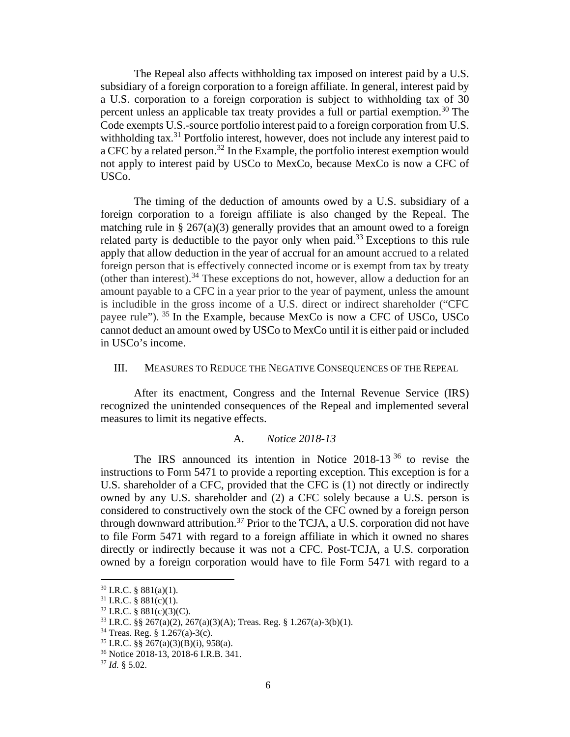The Repeal also affects withholding tax imposed on interest paid by a U.S. subsidiary of a foreign corporation to a foreign affiliate. In general, interest paid by a U.S. corporation to a foreign corporation is subject to withholding tax of 30 percent unless an applicable tax treaty provides a full or partial exemption.[30] The Code exempts U.S.-source portfolio interest paid to a foreign corporation from U.S. withholding tax.[31] Portfolio interest, however, does not include any interest paid to a CFC by a related person.[32] In the Example, the portfolio interest exemption would not apply to interest paid by USCo to MexCo, because MexCo is now a CFC of USCo.

The timing of the deduction of amounts owed by a U.S. subsidiary of a foreign corporation to a foreign affiliate is also changed by the Repeal. The matching rule in § 267(a)(3) generally provides that an amount owed to a foreign related party is deductible to the payor only when paid.[33] Exceptions to this rule apply that allow deduction in the year of accrual for an amount accrued to a related foreign person that is effectively connected income or is exempt from tax by treaty (other than interest).[34] These exceptions do not, however, allow a deduction for an amount payable to a CFC in a year prior to the year of payment, unless the amount is includible in the gross income of a U.S. direct or indirect shareholder ("CFC payee rule").[35] In the Example, because MexCo is now a CFC of USCo, USCo cannot deduct an amount owed by USCo to MexCo until it is either paid or included in USCo's income.

## III. Measures to Reduce the Negative Consequences of the Repeal

After its enactment, Congress and the Internal Revenue Service (IRS) recognized the unintended consequences of the Repeal and implemented several measures to limit its negative effects.

### A. *Notice 2018-13*

The IRS announced its intention in Notice 2018-13[36] to revise the instructions to Form 5471 to provide a reporting exception. This exception is for a U.S. shareholder of a CFC, provided that the CFC is (1) not directly or indirectly owned by any U.S. shareholder and (2) a CFC solely because a U.S. person is considered to constructively own the stock of the CFC owned by a foreign person through downward attribution.[37] Prior to the TCJA, a U.S. corporation did not have to file Form 5471 with regard to a foreign affiliate in which it owned no shares directly or indirectly because it was not a CFC. Post-TCJA, a U.S. corporation owned by a foreign corporation would have to file Form 5471 with regard to a

---

[30] I.R.C. § 881(a)(1).

[31] I.R.C. § 881(c)(1).

[32] I.R.C. § 881(c)(3)(C).

[33] I.R.C. §§ 267(a)(2), 267(a)(3)(A); Treas. Reg. § 1.267(a)-3(b)(1).

[34] Treas. Reg. § 1.267(a)-3(c).

[35] I.R.C. §§ 267(a)(3)(B)(i), 958(a).

[36] Notice 2018-13, 2018-6 I.R.B. 341.

[37] *Id.* § 5.02.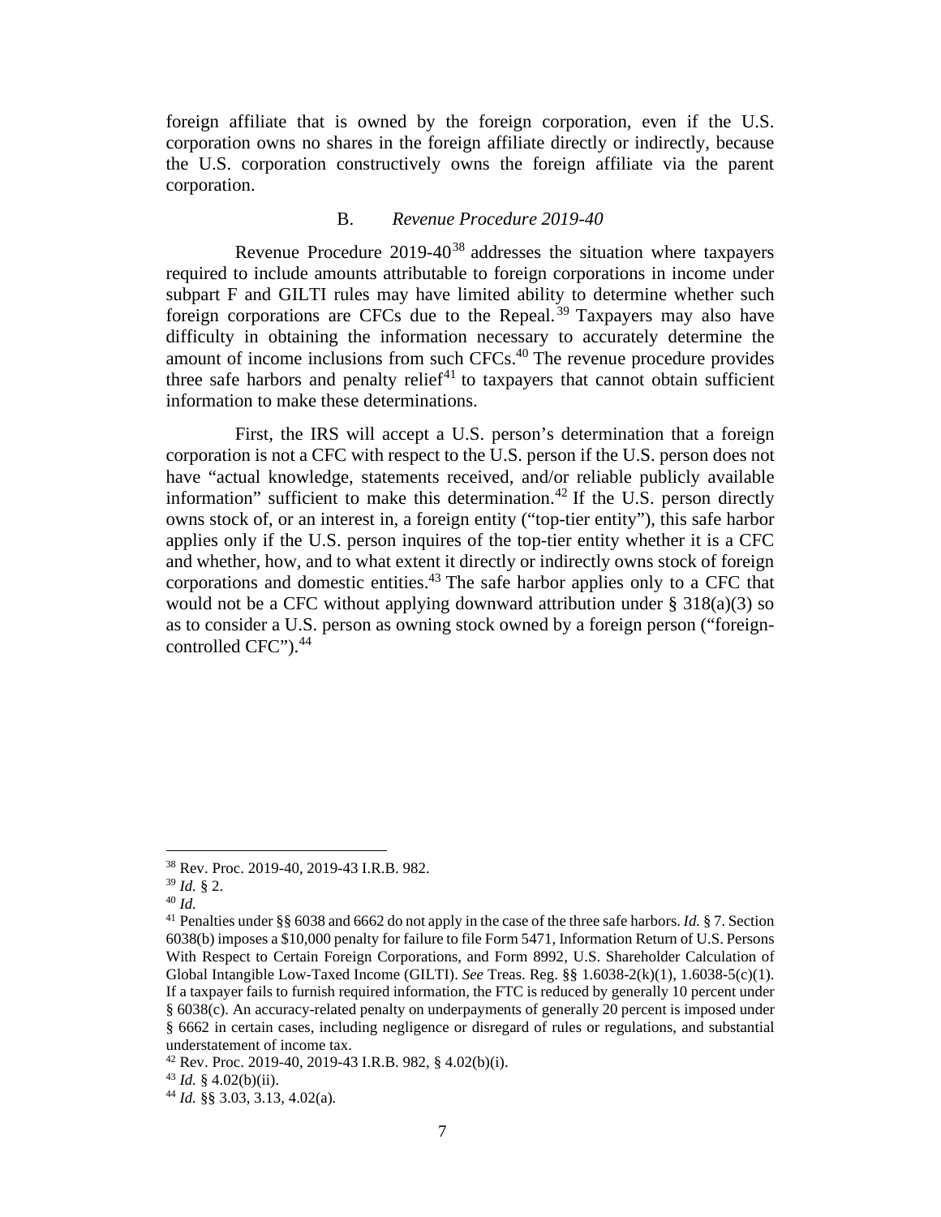foreign affiliate that is owned by the foreign corporation, even if the U.S. corporation owns no shares in the foreign affiliate directly or indirectly, because the U.S. corporation constructively owns the foreign affiliate via the parent corporation.

### B. *Revenue Procedure 2019-40*

Revenue Procedure 2019-40[38] addresses the situation where taxpayers required to include amounts attributable to foreign corporations in income under subpart F and GILTI rules may have limited ability to determine whether such foreign corporations are CFCs due to the Repeal.[39] Taxpayers may also have difficulty in obtaining the information necessary to accurately determine the amount of income inclusions from such CFCs.[40] The revenue procedure provides three safe harbors and penalty relief[41] to taxpayers that cannot obtain sufficient information to make these determinations.

First, the IRS will accept a U.S. person's determination that a foreign corporation is not a CFC with respect to the U.S. person if the U.S. person does not have "actual knowledge, statements received, and/or reliable publicly available information" sufficient to make this determination.[42] If the U.S. person directly owns stock of, or an interest in, a foreign entity ("top-tier entity"), this safe harbor applies only if the U.S. person inquires of the top-tier entity whether it is a CFC and whether, how, and to what extent it directly or indirectly owns stock of foreign corporations and domestic entities.[43] The safe harbor applies only to a CFC that would not be a CFC without applying downward attribution under § 318(a)(3) so as to consider a U.S. person as owning stock owned by a foreign person ("foreign-controlled CFC").[44]

---

[38] Rev. Proc. 2019-40, 2019-43 I.R.B. 982.

[39] *Id.* § 2.

[40] *Id.*

[41] Penalties under §§ 6038 and 6662 do not apply in the case of the three safe harbors. *Id.* § 7. Section 6038(b) imposes a $10,000 penalty for failure to file Form 5471, Information Return of U.S. Persons With Respect to Certain Foreign Corporations, and Form 8992, U.S. Shareholder Calculation of Global Intangible Low-Taxed Income (GILTI). *See* Treas. Reg. §§ 1.6038-2(k)(1), 1.6038-5(c)(1). If a taxpayer fails to furnish required information, the FTC is reduced by generally 10 percent under § 6038(c). An accuracy-related penalty on underpayments of generally 20 percent is imposed under § 6662 in certain cases, including negligence or disregard of rules or regulations, and substantial understatement of income tax.

[42] Rev. Proc. 2019-40, 2019-43 I.R.B. 982, § 4.02(b)(i).

[43] *Id.* § 4.02(b)(ii).

[44] *Id.* §§ 3.03, 3.13, 4.02(a).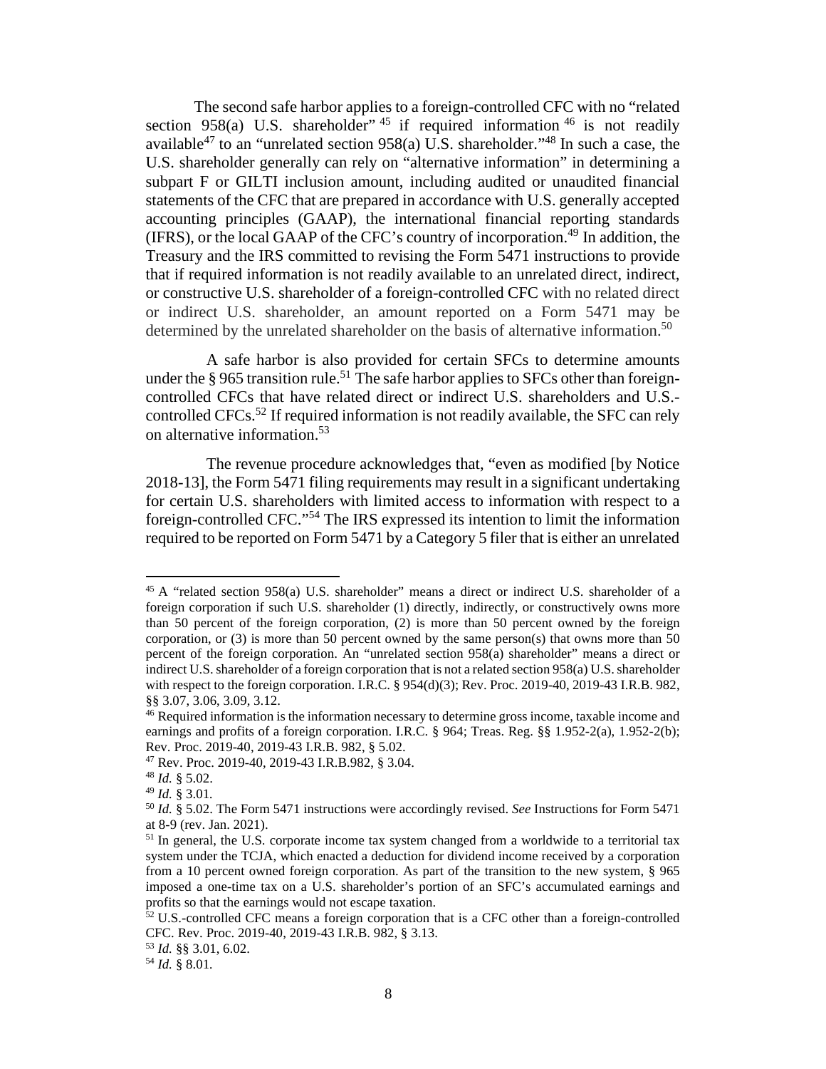The second safe harbor applies to a foreign-controlled CFC with no "related section 958(a) U.S. shareholder"[45] if required information[46] is not readily available[47] to an "unrelated section 958(a) U.S. shareholder."[48] In such a case, the U.S. shareholder generally can rely on "alternative information" in determining a subpart F or GILTI inclusion amount, including audited or unaudited financial statements of the CFC that are prepared in accordance with U.S. generally accepted accounting principles (GAAP), the international financial reporting standards (IFRS), or the local GAAP of the CFC's country of incorporation.[49] In addition, the Treasury and the IRS committed to revising the Form 5471 instructions to provide that if required information is not readily available to an unrelated direct, indirect, or constructive U.S. shareholder of a foreign-controlled CFC with no related direct or indirect U.S. shareholder, an amount reported on a Form 5471 may be determined by the unrelated shareholder on the basis of alternative information.[50]

A safe harbor is also provided for certain SFCs to determine amounts under the § 965 transition rule.[51] The safe harbor applies to SFCs other than foreign-controlled CFCs that have related direct or indirect U.S. shareholders and U.S.-controlled CFCs.[52] If required information is not readily available, the SFC can rely on alternative information.[53]

The revenue procedure acknowledges that, "even as modified [by Notice 2018-13], the Form 5471 filing requirements may result in a significant undertaking for certain U.S. shareholders with limited access to information with respect to a foreign-controlled CFC."[54] The IRS expressed its intention to limit the information required to be reported on Form 5471 by a Category 5 filer that is either an unrelated

---

[45] A "related section 958(a) U.S. shareholder" means a direct or indirect U.S. shareholder of a foreign corporation if such U.S. shareholder (1) directly, indirectly, or constructively owns more than 50 percent of the foreign corporation, (2) is more than 50 percent owned by the foreign corporation, or (3) is more than 50 percent owned by the same person(s) that owns more than 50 percent of the foreign corporation. An "unrelated section 958(a) shareholder" means a direct or indirect U.S. shareholder of a foreign corporation that is not a related section 958(a) U.S. shareholder with respect to the foreign corporation. I.R.C. § 954(d)(3); Rev. Proc. 2019-40, 2019-43 I.R.B. 982, §§ 3.07, 3.06, 3.09, 3.12.

[46] Required information is the information necessary to determine gross income, taxable income and earnings and profits of a foreign corporation. I.R.C. § 964; Treas. Reg. §§ 1.952-2(a), 1.952-2(b); Rev. Proc. 2019-40, 2019-43 I.R.B. 982, § 5.02.

[47] Rev. Proc. 2019-40, 2019-43 I.R.B.982, § 3.04.

[48] *Id.* § 5.02.

[49] *Id.* § 3.01.

[50] *Id.* § 5.02. The Form 5471 instructions were accordingly revised. *See* Instructions for Form 5471 at 8-9 (rev. Jan. 2021).

[51] In general, the U.S. corporate income tax system changed from a worldwide to a territorial tax system under the TCJA, which enacted a deduction for dividend income received by a corporation from a 10 percent owned foreign corporation. As part of the transition to the new system, § 965 imposed a one-time tax on a U.S. shareholder's portion of an SFC's accumulated earnings and profits so that the earnings would not escape taxation.

[52] U.S.-controlled CFC means a foreign corporation that is a CFC other than a foreign-controlled CFC. Rev. Proc. 2019-40, 2019-43 I.R.B. 982, § 3.13.

[53] *Id.* §§ 3.01, 6.02.

[54] *Id.* § 8.01.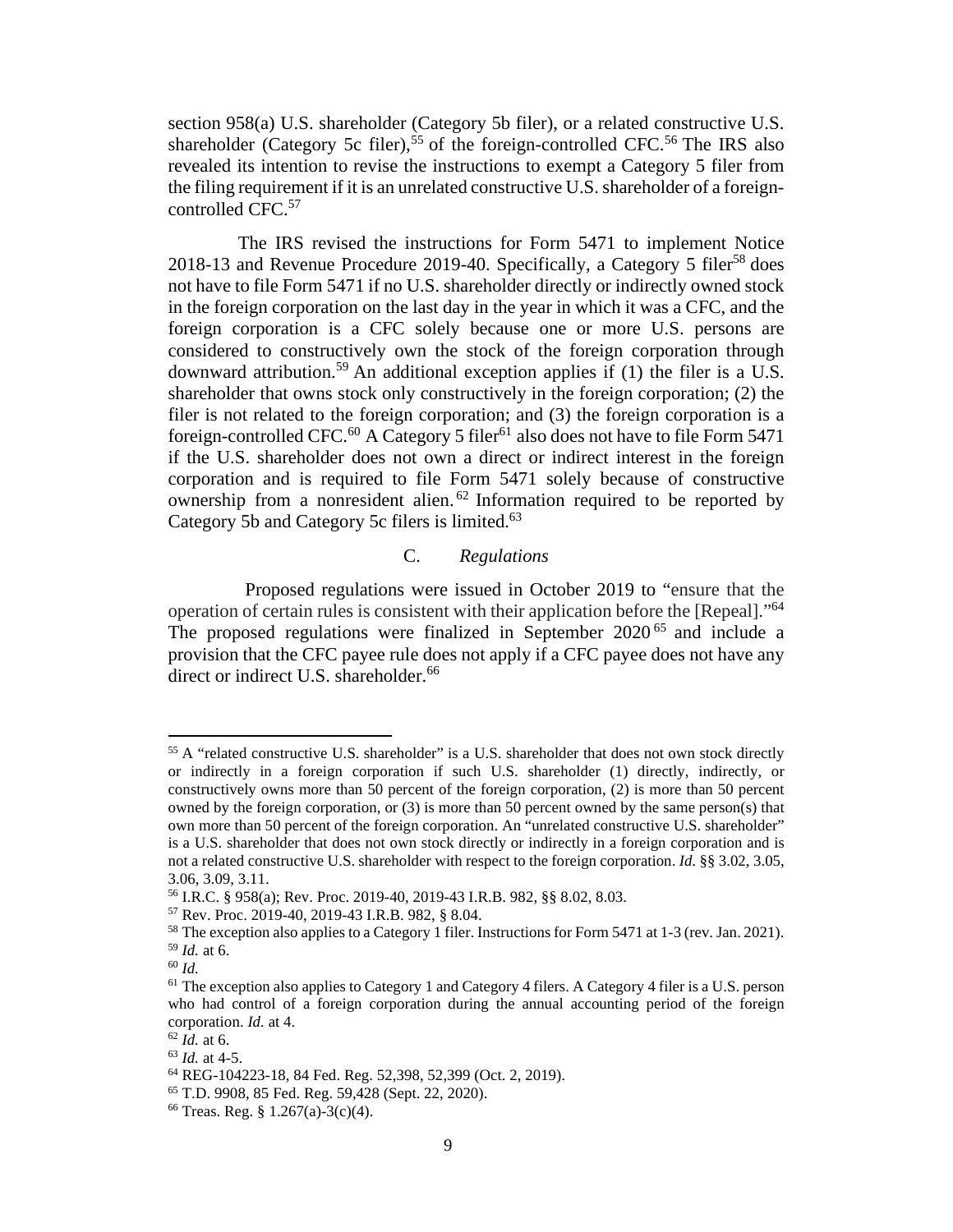section 958(a) U.S. shareholder (Category 5b filer), or a related constructive U.S. shareholder (Category 5c filer),[55] of the foreign-controlled CFC.[56] The IRS also revealed its intention to revise the instructions to exempt a Category 5 filer from the filing requirement if it is an unrelated constructive U.S. shareholder of a foreign-controlled CFC.[57]

The IRS revised the instructions for Form 5471 to implement Notice 2018-13 and Revenue Procedure 2019-40. Specifically, a Category 5 filer[58] does not have to file Form 5471 if no U.S. shareholder directly or indirectly owned stock in the foreign corporation on the last day in the year in which it was a CFC, and the foreign corporation is a CFC solely because one or more U.S. persons are considered to constructively own the stock of the foreign corporation through downward attribution.[59] An additional exception applies if (1) the filer is a U.S. shareholder that owns stock only constructively in the foreign corporation; (2) the filer is not related to the foreign corporation; and (3) the foreign corporation is a foreign-controlled CFC.[60] A Category 5 filer[61] also does not have to file Form 5471 if the U.S. shareholder does not own a direct or indirect interest in the foreign corporation and is required to file Form 5471 solely because of constructive ownership from a nonresident alien.[62] Information required to be reported by Category 5b and Category 5c filers is limited.[63]

### C. *Regulations*

Proposed regulations were issued in October 2019 to "ensure that the operation of certain rules is consistent with their application before the [Repeal]."[64] The proposed regulations were finalized in September 2020[65] and include a provision that the CFC payee rule does not apply if a CFC payee does not have any direct or indirect U.S. shareholder.[66]

---

[55] A "related constructive U.S. shareholder" is a U.S. shareholder that does not own stock directly or indirectly in a foreign corporation if such U.S. shareholder (1) directly, indirectly, or constructively owns more than 50 percent of the foreign corporation, (2) is more than 50 percent owned by the foreign corporation, or (3) is more than 50 percent owned by the same person(s) that own more than 50 percent of the foreign corporation. An "unrelated constructive U.S. shareholder" is a U.S. shareholder that does not own stock directly or indirectly in a foreign corporation and is not a related constructive U.S. shareholder with respect to the foreign corporation. *Id.* §§ 3.02, 3.05, 3.06, 3.09, 3.11.

[56] I.R.C. § 958(a); Rev. Proc. 2019-40, 2019-43 I.R.B. 982, §§ 8.02, 8.03.

[57] Rev. Proc. 2019-40, 2019-43 I.R.B. 982, § 8.04.

[58] The exception also applies to a Category 1 filer. Instructions for Form 5471 at 1-3 (rev. Jan. 2021).

[59] *Id.* at 6.

[60] *Id.*

[61] The exception also applies to Category 1 and Category 4 filers. A Category 4 filer is a U.S. person who had control of a foreign corporation during the annual accounting period of the foreign corporation. *Id.* at 4.

[62] *Id.* at 6.

[63] *Id.* at 4-5.

[64] REG-104223-18, 84 Fed. Reg. 52,398, 52,399 (Oct. 2, 2019).

[65] T.D. 9908, 85 Fed. Reg. 59,428 (Sept. 22, 2020).

[66] Treas. Reg. § 1.267(a)-3(c)(4).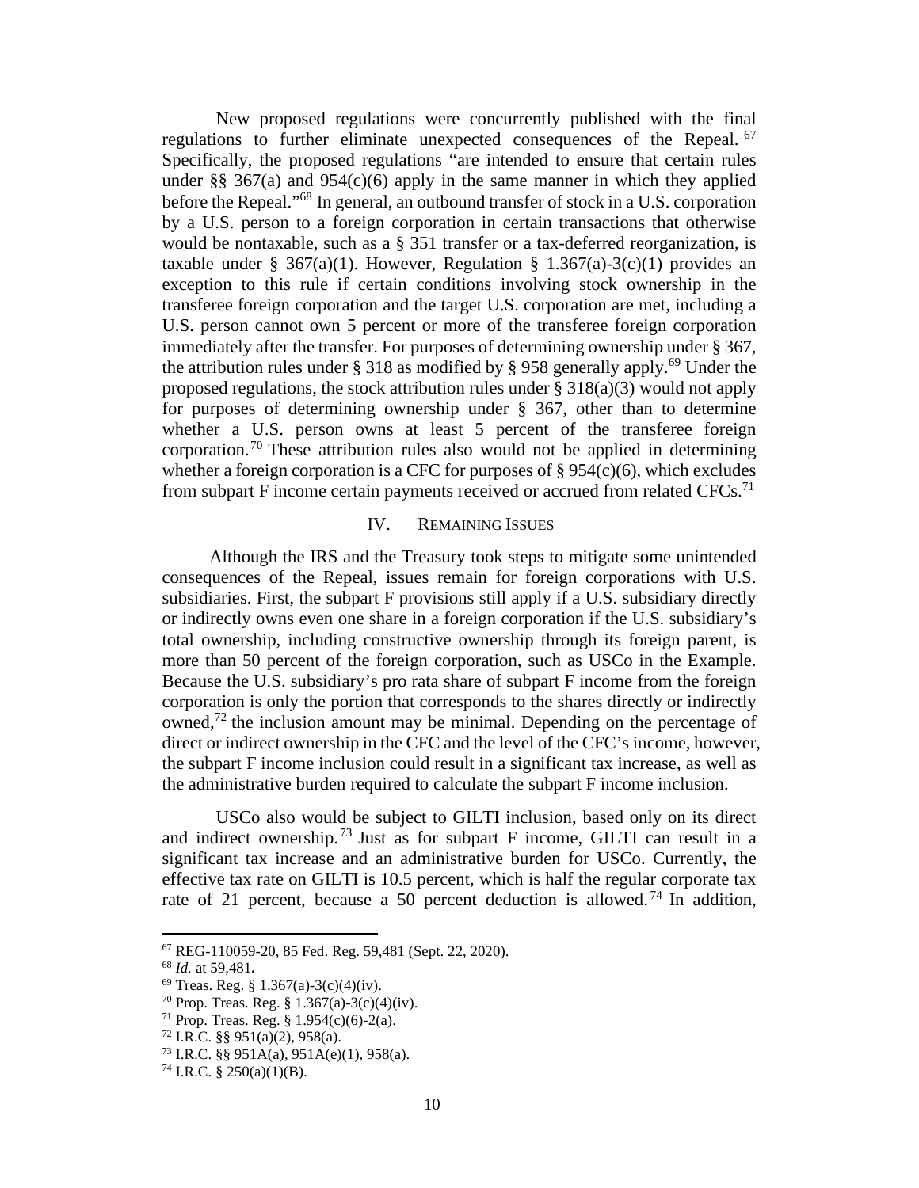New proposed regulations were concurrently published with the final regulations to further eliminate unexpected consequences of the Repeal.[67] Specifically, the proposed regulations "are intended to ensure that certain rules under §§ 367(a) and 954(c)(6) apply in the same manner in which they applied before the Repeal."[68] In general, an outbound transfer of stock in a U.S. corporation by a U.S. person to a foreign corporation in certain transactions that otherwise would be nontaxable, such as a § 351 transfer or a tax-deferred reorganization, is taxable under § 367(a)(1). However, Regulation § 1.367(a)-3(c)(1) provides an exception to this rule if certain conditions involving stock ownership in the transferee foreign corporation and the target U.S. corporation are met, including a U.S. person cannot own 5 percent or more of the transferee foreign corporation immediately after the transfer. For purposes of determining ownership under § 367, the attribution rules under § 318 as modified by § 958 generally apply.[69] Under the proposed regulations, the stock attribution rules under § 318(a)(3) would not apply for purposes of determining ownership under § 367, other than to determine whether a U.S. person owns at least 5 percent of the transferee foreign corporation.[70] These attribution rules also would not be applied in determining whether a foreign corporation is a CFC for purposes of § 954(c)(6), which excludes from subpart F income certain payments received or accrued from related CFCs.[71]

## IV. Remaining Issues

Although the IRS and the Treasury took steps to mitigate some unintended consequences of the Repeal, issues remain for foreign corporations with U.S. subsidiaries. First, the subpart F provisions still apply if a U.S. subsidiary directly or indirectly owns even one share in a foreign corporation if the U.S. subsidiary's total ownership, including constructive ownership through its foreign parent, is more than 50 percent of the foreign corporation, such as USCo in the Example. Because the U.S. subsidiary's pro rata share of subpart F income from the foreign corporation is only the portion that corresponds to the shares directly or indirectly owned,[72] the inclusion amount may be minimal. Depending on the percentage of direct or indirect ownership in the CFC and the level of the CFC's income, however, the subpart F income inclusion could result in a significant tax increase, as well as the administrative burden required to calculate the subpart F income inclusion.

USCo also would be subject to GILTI inclusion, based only on its direct and indirect ownership.[73] Just as for subpart F income, GILTI can result in a significant tax increase and an administrative burden for USCo. Currently, the effective tax rate on GILTI is 10.5 percent, which is half the regular corporate tax rate of 21 percent, because a 50 percent deduction is allowed.[74] In addition,

---

[67] REG-110059-20, 85 Fed. Reg. 59,481 (Sept. 22, 2020).

[68] *Id.* at 59,481**.**

[69] Treas. Reg. § 1.367(a)-3(c)(4)(iv).

[70] Prop. Treas. Reg. § 1.367(a)-3(c)(4)(iv).

[71] Prop. Treas. Reg. § 1.954(c)(6)-2(a).

[72] I.R.C. §§ 951(a)(2), 958(a).

[73] I.R.C. §§ 951A(a), 951A(e)(1), 958(a).

[74] I.R.C. § 250(a)(1)(B).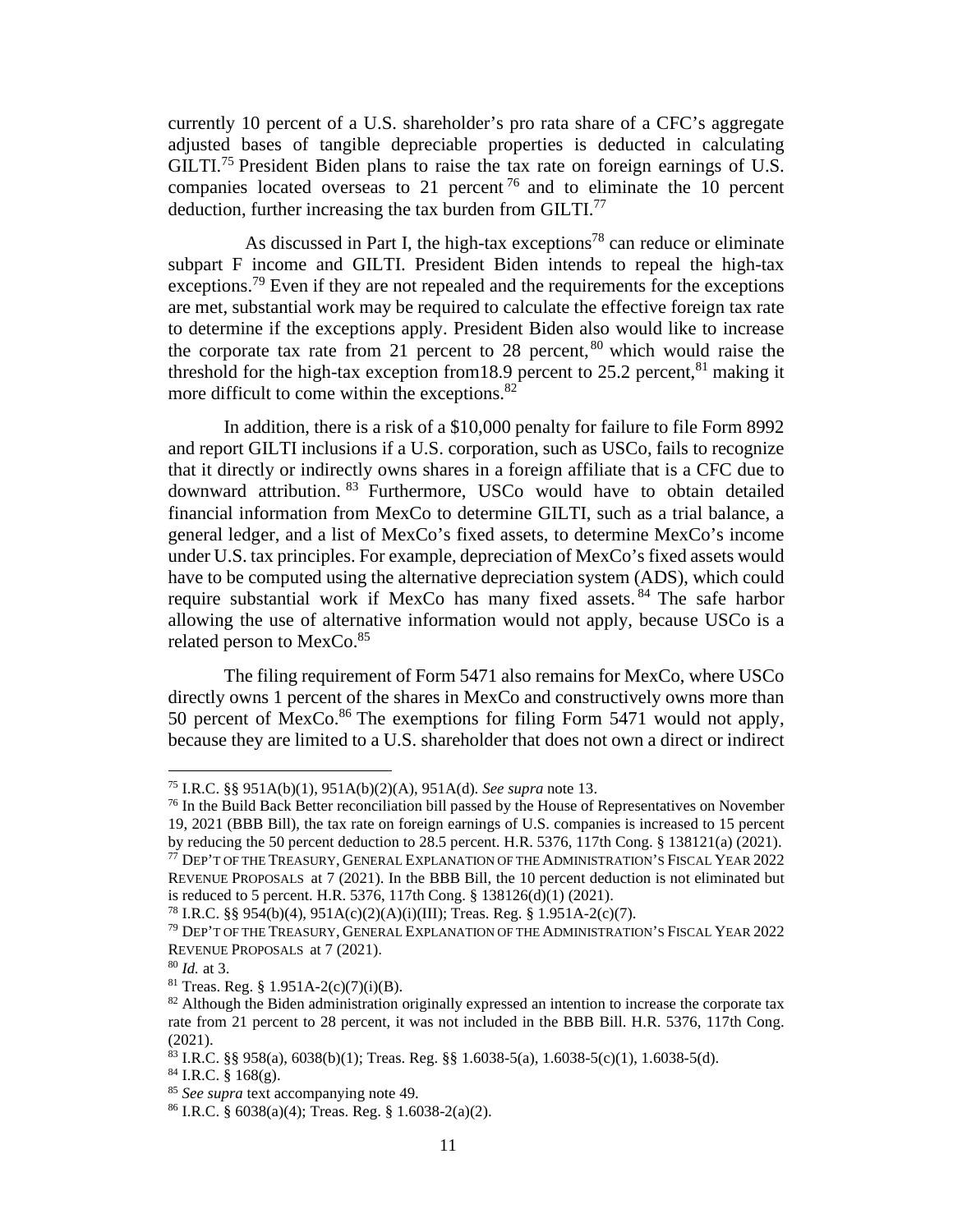currently 10 percent of a U.S. shareholder's pro rata share of a CFC's aggregate adjusted bases of tangible depreciable properties is deducted in calculating GILTI.[75] President Biden plans to raise the tax rate on foreign earnings of U.S. companies located overseas to 21 percent[76] and to eliminate the 10 percent deduction, further increasing the tax burden from GILTI.[77]

As discussed in Part I, the high-tax exceptions[78] can reduce or eliminate subpart F income and GILTI. President Biden intends to repeal the high-tax exceptions.[79] Even if they are not repealed and the requirements for the exceptions are met, substantial work may be required to calculate the effective foreign tax rate to determine if the exceptions apply. President Biden also would like to increase the corporate tax rate from 21 percent to 28 percent,[80] which would raise the threshold for the high-tax exception from18.9 percent to 25.2 percent,[81] making it more difficult to come within the exceptions.[82]

In addition, there is a risk of a $10,000 penalty for failure to file Form 8992 and report GILTI inclusions if a U.S. corporation, such as USCo, fails to recognize that it directly or indirectly owns shares in a foreign affiliate that is a CFC due to downward attribution.[83] Furthermore, USCo would have to obtain detailed financial information from MexCo to determine GILTI, such as a trial balance, a general ledger, and a list of MexCo's fixed assets, to determine MexCo's income under U.S. tax principles. For example, depreciation of MexCo's fixed assets would have to be computed using the alternative depreciation system (ADS), which could require substantial work if MexCo has many fixed assets.[84] The safe harbor allowing the use of alternative information would not apply, because USCo is a related person to MexCo.[85]

The filing requirement of Form 5471 also remains for MexCo, where USCo directly owns 1 percent of the shares in MexCo and constructively owns more than 50 percent of MexCo.[86] The exemptions for filing Form 5471 would not apply, because they are limited to a U.S. shareholder that does not own a direct or indirect

---

[75] I.R.C. §§ 951A(b)(1), 951A(b)(2)(A), 951A(d). *See supra* note 13.

[76] In the Build Back Better reconciliation bill passed by the House of Representatives on November 19, 2021 (BBB Bill), the tax rate on foreign earnings of U.S. companies is increased to 15 percent by reducing the 50 percent deduction to 28.5 percent. H.R. 5376, 117th Cong. § 138121(a) (2021).

[77] DEP'T OF THE TREASURY, GENERAL EXPLANATION OF THE ADMINISTRATION'S FISCAL YEAR 2022 REVENUE PROPOSALS at 7 (2021). In the BBB Bill, the 10 percent deduction is not eliminated but is reduced to 5 percent. H.R. 5376, 117th Cong. § 138126(d)(1) (2021).

[78] I.R.C. §§ 954(b)(4), 951A(c)(2)(A)(i)(III); Treas. Reg. § 1.951A-2(c)(7).

[79] DEP'T OF THE TREASURY, GENERAL EXPLANATION OF THE ADMINISTRATION'S FISCAL YEAR 2022 REVENUE PROPOSALS at 7 (2021).

[80] *Id.* at 3.

[81] Treas. Reg. § 1.951A-2(c)(7)(i)(B).

[82] Although the Biden administration originally expressed an intention to increase the corporate tax rate from 21 percent to 28 percent, it was not included in the BBB Bill. H.R. 5376, 117th Cong. (2021).

[83] I.R.C. §§ 958(a), 6038(b)(1); Treas. Reg. §§ 1.6038-5(a), 1.6038-5(c)(1), 1.6038-5(d).

[84] I.R.C. § 168(g).

[85] *See supra* text accompanying note 49.

[86] I.R.C. § 6038(a)(4); Treas. Reg. § 1.6038-2(a)(2).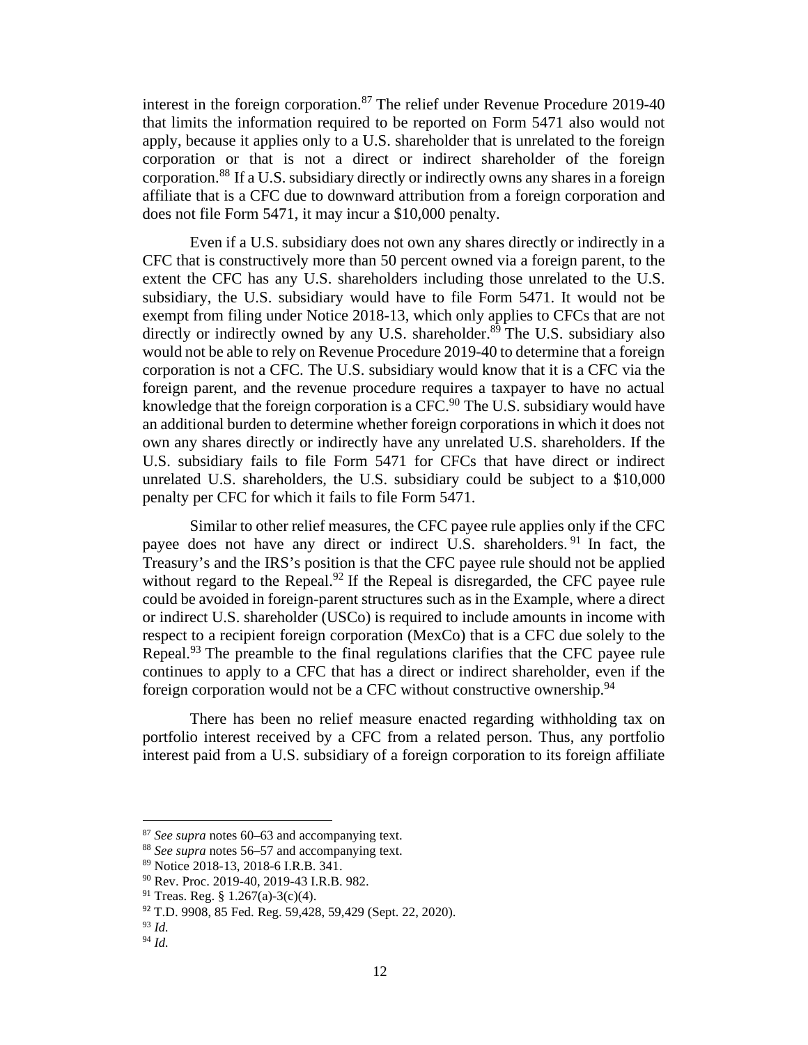interest in the foreign corporation.[87] The relief under Revenue Procedure 2019-40 that limits the information required to be reported on Form 5471 also would not apply, because it applies only to a U.S. shareholder that is unrelated to the foreign corporation or that is not a direct or indirect shareholder of the foreign corporation.[88] If a U.S. subsidiary directly or indirectly owns any shares in a foreign affiliate that is a CFC due to downward attribution from a foreign corporation and does not file Form 5471, it may incur a $10,000 penalty.

Even if a U.S. subsidiary does not own any shares directly or indirectly in a CFC that is constructively more than 50 percent owned via a foreign parent, to the extent the CFC has any U.S. shareholders including those unrelated to the U.S. subsidiary, the U.S. subsidiary would have to file Form 5471. It would not be exempt from filing under Notice 2018-13, which only applies to CFCs that are not directly or indirectly owned by any U.S. shareholder.[89] The U.S. subsidiary also would not be able to rely on Revenue Procedure 2019-40 to determine that a foreign corporation is not a CFC. The U.S. subsidiary would know that it is a CFC via the foreign parent, and the revenue procedure requires a taxpayer to have no actual knowledge that the foreign corporation is a CFC.[90] The U.S. subsidiary would have an additional burden to determine whether foreign corporations in which it does not own any shares directly or indirectly have any unrelated U.S. shareholders. If the U.S. subsidiary fails to file Form 5471 for CFCs that have direct or indirect unrelated U.S. shareholders, the U.S. subsidiary could be subject to a $10,000 penalty per CFC for which it fails to file Form 5471.

Similar to other relief measures, the CFC payee rule applies only if the CFC payee does not have any direct or indirect U.S. shareholders.[91] In fact, the Treasury's and the IRS's position is that the CFC payee rule should not be applied without regard to the Repeal.[92] If the Repeal is disregarded, the CFC payee rule could be avoided in foreign-parent structures such as in the Example, where a direct or indirect U.S. shareholder (USCo) is required to include amounts in income with respect to a recipient foreign corporation (MexCo) that is a CFC due solely to the Repeal.[93] The preamble to the final regulations clarifies that the CFC payee rule continues to apply to a CFC that has a direct or indirect shareholder, even if the foreign corporation would not be a CFC without constructive ownership.[94]

There has been no relief measure enacted regarding withholding tax on portfolio interest received by a CFC from a related person. Thus, any portfolio interest paid from a U.S. subsidiary of a foreign corporation to its foreign affiliate

---

[87] *See supra* notes 60–63 and accompanying text.

[88] *See supra* notes 56–57 and accompanying text.

[89] Notice 2018-13, 2018-6 I.R.B. 341.

[90] Rev. Proc. 2019-40, 2019-43 I.R.B. 982.

[91] Treas. Reg. § 1.267(a)-3(c)(4).

[92] T.D. 9908, 85 Fed. Reg. 59,428, 59,429 (Sept. 22, 2020).

[93] *Id.*

[94] *Id.*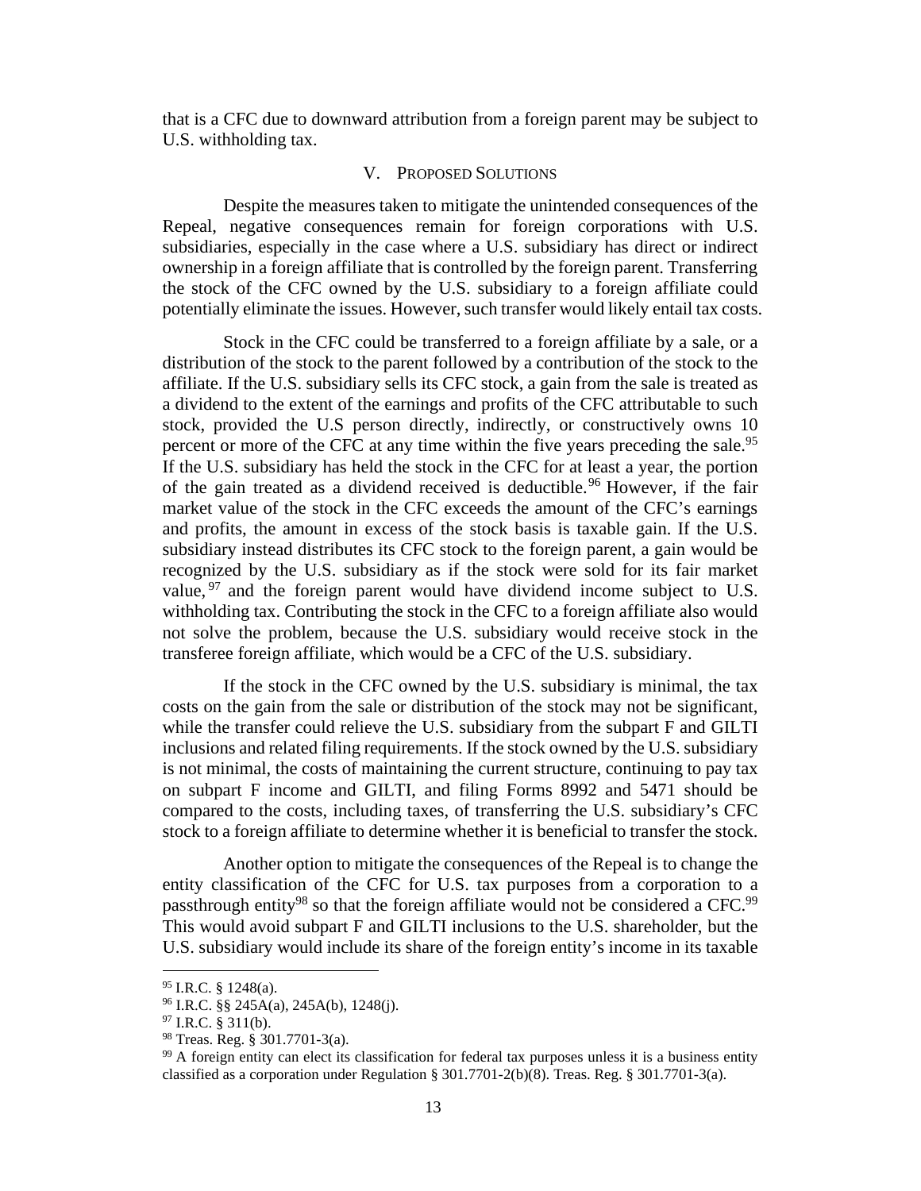that is a CFC due to downward attribution from a foreign parent may be subject to U.S. withholding tax.

## V. Proposed Solutions

Despite the measures taken to mitigate the unintended consequences of the Repeal, negative consequences remain for foreign corporations with U.S. subsidiaries, especially in the case where a U.S. subsidiary has direct or indirect ownership in a foreign affiliate that is controlled by the foreign parent. Transferring the stock of the CFC owned by the U.S. subsidiary to a foreign affiliate could potentially eliminate the issues. However, such transfer would likely entail tax costs.

Stock in the CFC could be transferred to a foreign affiliate by a sale, or a distribution of the stock to the parent followed by a contribution of the stock to the affiliate. If the U.S. subsidiary sells its CFC stock, a gain from the sale is treated as a dividend to the extent of the earnings and profits of the CFC attributable to such stock, provided the U.S person directly, indirectly, or constructively owns 10 percent or more of the CFC at any time within the five years preceding the sale.[95] If the U.S. subsidiary has held the stock in the CFC for at least a year, the portion of the gain treated as a dividend received is deductible.[96] However, if the fair market value of the stock in the CFC exceeds the amount of the CFC's earnings and profits, the amount in excess of the stock basis is taxable gain. If the U.S. subsidiary instead distributes its CFC stock to the foreign parent, a gain would be recognized by the U.S. subsidiary as if the stock were sold for its fair market value,[97] and the foreign parent would have dividend income subject to U.S. withholding tax. Contributing the stock in the CFC to a foreign affiliate also would not solve the problem, because the U.S. subsidiary would receive stock in the transferee foreign affiliate, which would be a CFC of the U.S. subsidiary.

If the stock in the CFC owned by the U.S. subsidiary is minimal, the tax costs on the gain from the sale or distribution of the stock may not be significant, while the transfer could relieve the U.S. subsidiary from the subpart F and GILTI inclusions and related filing requirements. If the stock owned by the U.S. subsidiary is not minimal, the costs of maintaining the current structure, continuing to pay tax on subpart F income and GILTI, and filing Forms 8992 and 5471 should be compared to the costs, including taxes, of transferring the U.S. subsidiary's CFC stock to a foreign affiliate to determine whether it is beneficial to transfer the stock.

Another option to mitigate the consequences of the Repeal is to change the entity classification of the CFC for U.S. tax purposes from a corporation to a passthrough entity[98] so that the foreign affiliate would not be considered a CFC.[99] This would avoid subpart F and GILTI inclusions to the U.S. shareholder, but the U.S. subsidiary would include its share of the foreign entity's income in its taxable

---

[95] I.R.C. § 1248(a).

[96] I.R.C. §§ 245A(a), 245A(b), 1248(j).

[97] I.R.C. § 311(b).

[98] Treas. Reg. § 301.7701-3(a).

[99] A foreign entity can elect its classification for federal tax purposes unless it is a business entity classified as a corporation under Regulation § 301.7701-2(b)(8). Treas. Reg. § 301.7701-3(a).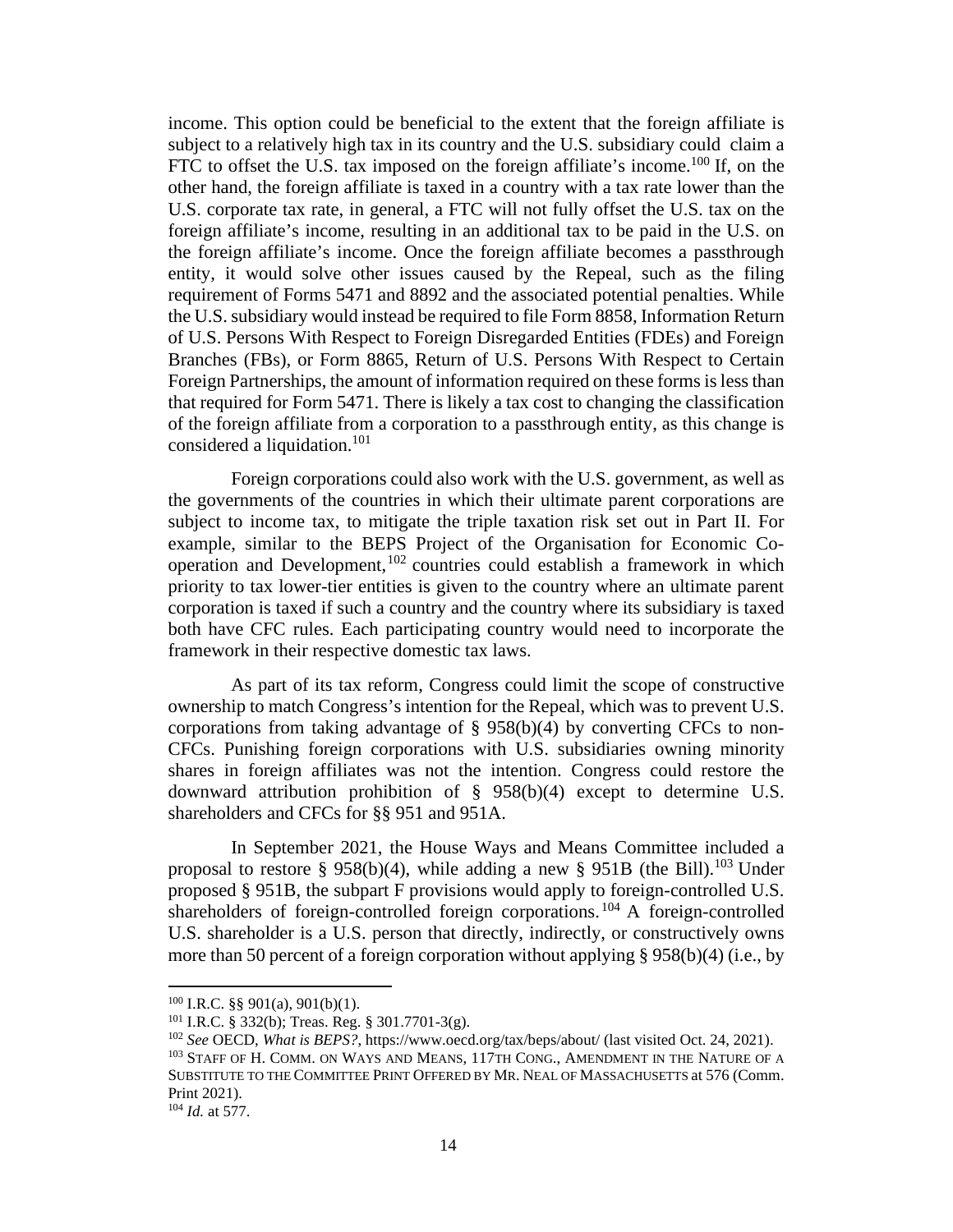income. This option could be beneficial to the extent that the foreign affiliate is subject to a relatively high tax in its country and the U.S. subsidiary could claim a FTC to offset the U.S. tax imposed on the foreign affiliate's income.[100] If, on the other hand, the foreign affiliate is taxed in a country with a tax rate lower than the U.S. corporate tax rate, in general, a FTC will not fully offset the U.S. tax on the foreign affiliate's income, resulting in an additional tax to be paid in the U.S. on the foreign affiliate's income. Once the foreign affiliate becomes a passthrough entity, it would solve other issues caused by the Repeal, such as the filing requirement of Forms 5471 and 8892 and the associated potential penalties. While the U.S. subsidiary would instead be required to file Form 8858, Information Return of U.S. Persons With Respect to Foreign Disregarded Entities (FDEs) and Foreign Branches (FBs), or Form 8865, Return of U.S. Persons With Respect to Certain Foreign Partnerships, the amount of information required on these forms is less than that required for Form 5471. There is likely a tax cost to changing the classification of the foreign affiliate from a corporation to a passthrough entity, as this change is considered a liquidation.[101]

Foreign corporations could also work with the U.S. government, as well as the governments of the countries in which their ultimate parent corporations are subject to income tax, to mitigate the triple taxation risk set out in Part II. For example, similar to the BEPS Project of the Organisation for Economic Co-operation and Development,[102] countries could establish a framework in which priority to tax lower-tier entities is given to the country where an ultimate parent corporation is taxed if such a country and the country where its subsidiary is taxed both have CFC rules. Each participating country would need to incorporate the framework in their respective domestic tax laws.

As part of its tax reform, Congress could limit the scope of constructive ownership to match Congress's intention for the Repeal, which was to prevent U.S. corporations from taking advantage of § 958(b)(4) by converting CFCs to non-CFCs. Punishing foreign corporations with U.S. subsidiaries owning minority shares in foreign affiliates was not the intention. Congress could restore the downward attribution prohibition of § 958(b)(4) except to determine U.S. shareholders and CFCs for §§ 951 and 951A.

In September 2021, the House Ways and Means Committee included a proposal to restore § 958(b)(4), while adding a new § 951B (the Bill).[103] Under proposed § 951B, the subpart F provisions would apply to foreign-controlled U.S. shareholders of foreign-controlled foreign corporations.[104] A foreign-controlled U.S. shareholder is a U.S. person that directly, indirectly, or constructively owns more than 50 percent of a foreign corporation without applying § 958(b)(4) (i.e., by

---

[100] I.R.C. §§ 901(a), 901(b)(1).

[101] I.R.C. § 332(b); Treas. Reg. § 301.7701-3(g).

[102] *See* OECD, *What is BEPS?*, https://www.oecd.org/tax/beps/about/ (last visited Oct. 24, 2021).

[103] STAFF OF H. COMM. ON WAYS AND MEANS, 117TH CONG., AMENDMENT IN THE NATURE OF A SUBSTITUTE TO THE COMMITTEE PRINT OFFERED BY MR. NEAL OF MASSACHUSETTS at 576 (Comm. Print 2021).

[104] *Id.* at 577.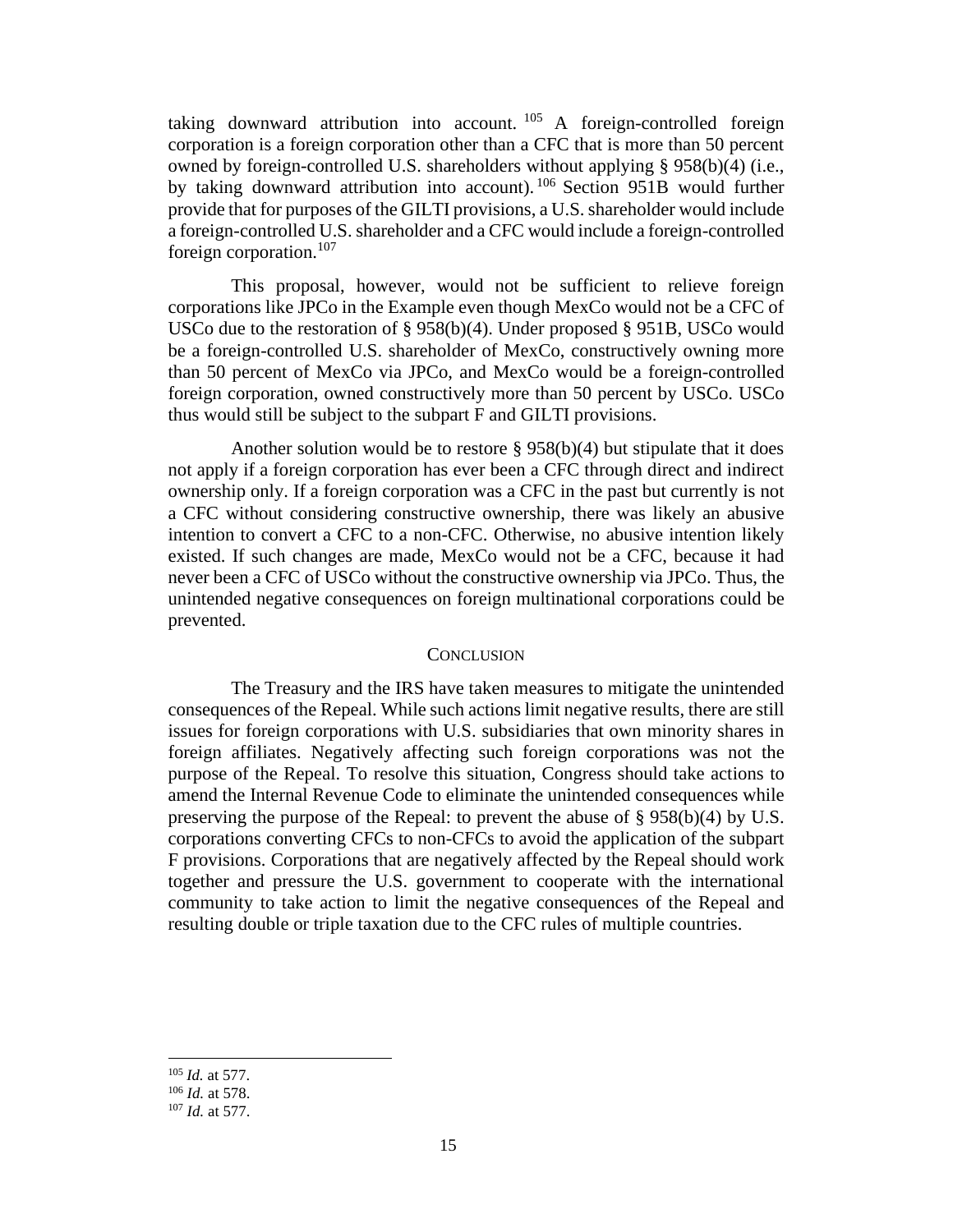taking downward attribution into account.[105] A foreign-controlled foreign corporation is a foreign corporation other than a CFC that is more than 50 percent owned by foreign-controlled U.S. shareholders without applying § 958(b)(4) (i.e., by taking downward attribution into account).[106] Section 951B would further provide that for purposes of the GILTI provisions, a U.S. shareholder would include a foreign-controlled U.S. shareholder and a CFC would include a foreign-controlled foreign corporation.[107]

This proposal, however, would not be sufficient to relieve foreign corporations like JPCo in the Example even though MexCo would not be a CFC of USCo due to the restoration of § 958(b)(4). Under proposed § 951B, USCo would be a foreign-controlled U.S. shareholder of MexCo, constructively owning more than 50 percent of MexCo via JPCo, and MexCo would be a foreign-controlled foreign corporation, owned constructively more than 50 percent by USCo. USCo thus would still be subject to the subpart F and GILTI provisions.

Another solution would be to restore § 958(b)(4) but stipulate that it does not apply if a foreign corporation has ever been a CFC through direct and indirect ownership only. If a foreign corporation was a CFC in the past but currently is not a CFC without considering constructive ownership, there was likely an abusive intention to convert a CFC to a non-CFC. Otherwise, no abusive intention likely existed. If such changes are made, MexCo would not be a CFC, because it had never been a CFC of USCo without the constructive ownership via JPCo. Thus, the unintended negative consequences on foreign multinational corporations could be prevented.

## CONCLUSION

The Treasury and the IRS have taken measures to mitigate the unintended consequences of the Repeal. While such actions limit negative results, there are still issues for foreign corporations with U.S. subsidiaries that own minority shares in foreign affiliates. Negatively affecting such foreign corporations was not the purpose of the Repeal. To resolve this situation, Congress should take actions to amend the Internal Revenue Code to eliminate the unintended consequences while preserving the purpose of the Repeal: to prevent the abuse of § 958(b)(4) by U.S. corporations converting CFCs to non-CFCs to avoid the application of the subpart F provisions. Corporations that are negatively affected by the Repeal should work together and pressure the U.S. government to cooperate with the international community to take action to limit the negative consequences of the Repeal and resulting double or triple taxation due to the CFC rules of multiple countries.

---

[105] *Id.* at 577.
[106] *Id.* at 578.
[107] *Id.* at 577.